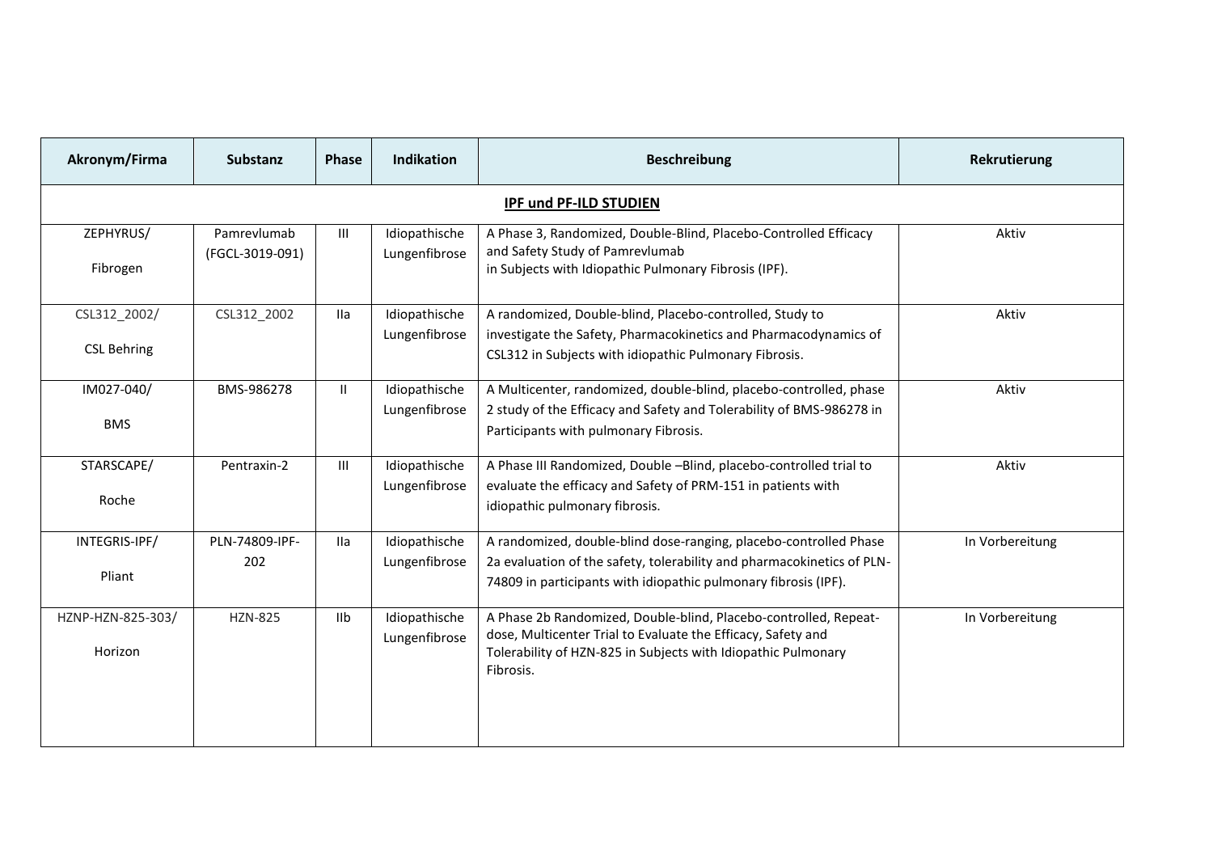| Akronym/Firma | Substanz | Phase | Indikation | Beschreibung | Rekrutierung |
|---|---|---|---|---|---|
| **IPF und PF-ILD STUDIEN** | | | | | |
| ZEPHYRUS/ Fibrogen | Pamrevlumab (FGCL-3019-091) | III | Idiopathische Lungenfibrose | A Phase 3, Randomized, Double-Blind, Placebo-Controlled Efficacy and Safety Study of Pamrevlumab in Subjects with Idiopathic Pulmonary Fibrosis (IPF). | Aktiv |
| CSL312_2002/ CSL Behring | CSL312_2002 | IIa | Idiopathische Lungenfibrose | A randomized, Double-blind, Placebo-controlled, Study to investigate the Safety, Pharmacokinetics and Pharmacodynamics of CSL312 in Subjects with idiopathic Pulmonary Fibrosis. | Aktiv |
| IM027-040/ BMS | BMS-986278 | II | Idiopathische Lungenfibrose | A Multicenter, randomized, double-blind, placebo-controlled, phase 2 study of the Efficacy and Safety and Tolerability of BMS-986278 in Participants with pulmonary Fibrosis. | Aktiv |
| STARSCAPE/ Roche | Pentraxin-2 | III | Idiopathische Lungenfibrose | A Phase III Randomized, Double –Blind, placebo-controlled trial to evaluate the efficacy and Safety of PRM-151 in patients with idiopathic pulmonary fibrosis. | Aktiv |
| INTEGRIS-IPF/ Pliant | PLN-74809-IPF-202 | IIa | Idiopathische Lungenfibrose | A randomized, double-blind dose-ranging, placebo-controlled Phase 2a evaluation of the safety, tolerability and pharmacokinetics of PLN-74809 in participants with idiopathic pulmonary fibrosis (IPF). | In Vorbereitung |
| HZNP-HZN-825-303/ Horizon | HZN-825 | IIb | Idiopathische Lungenfibrose | A Phase 2b Randomized, Double-blind, Placebo-controlled, Repeat-dose, Multicenter Trial to Evaluate the Efficacy, Safety and Tolerability of HZN-825 in Subjects with Idiopathic Pulmonary Fibrosis. | In Vorbereitung |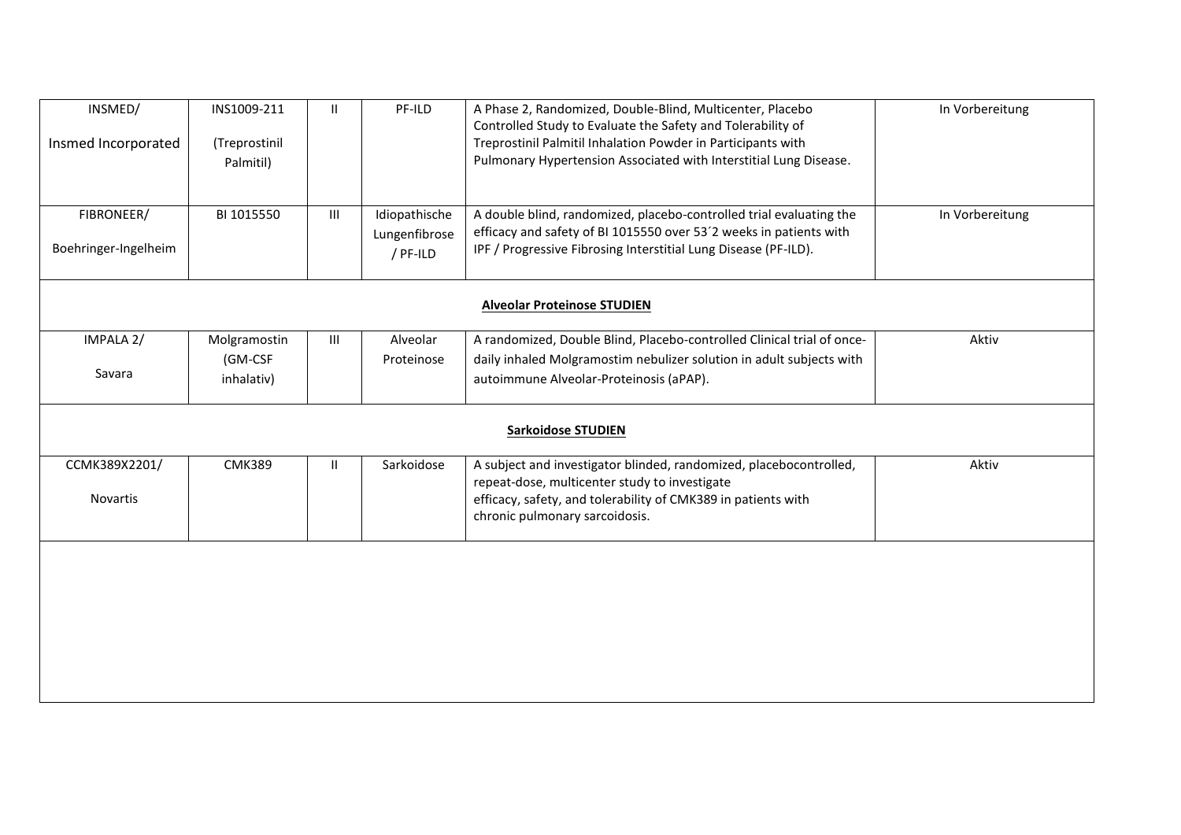| | | | | | |
|---|---|---|---|---|---|
| INSMED/ Insmed Incorporated | INS1009-211 (Treprostinil Palmitil) | II | PF-ILD | A Phase 2, Randomized, Double-Blind, Multicenter, Placebo Controlled Study to Evaluate the Safety and Tolerability of Treprostinil Palmitil Inhalation Powder in Participants with Pulmonary Hypertension Associated with Interstitial Lung Disease. | In Vorbereitung |
| FIBRONEER/ Boehringer-Ingelheim | BI 1015550 | III | Idiopathische Lungenfibrose / PF-ILD | A double blind, randomized, placebo-controlled trial evaluating the efficacy and safety of BI 1015550 over 53´2 weeks in patients with IPF / Progressive Fibrosing Interstitial Lung Disease (PF-ILD). | In Vorbereitung |
| | | | | **Alveolar Proteinose STUDIEN** | |
| IMPALA 2/ Savara | Molgramostin (GM-CSF inhalativ) | III | Alveolar Proteinose | A randomized, Double Blind, Placebo-controlled Clinical trial of once-daily inhaled Molgramostim nebulizer solution in adult subjects with autoimmune Alveolar-Proteinosis (aPAP). | Aktiv |
| | | | | **Sarkoidose STUDIEN** | |
| CCMK389X2201/ Novartis | CMK389 | II | Sarkoidose | A subject and investigator blinded, randomized, placebocontrolled, repeat-dose, multicenter study to investigate efficacy, safety, and tolerability of CMK389 in patients with chronic pulmonary sarcoidosis. | Aktiv |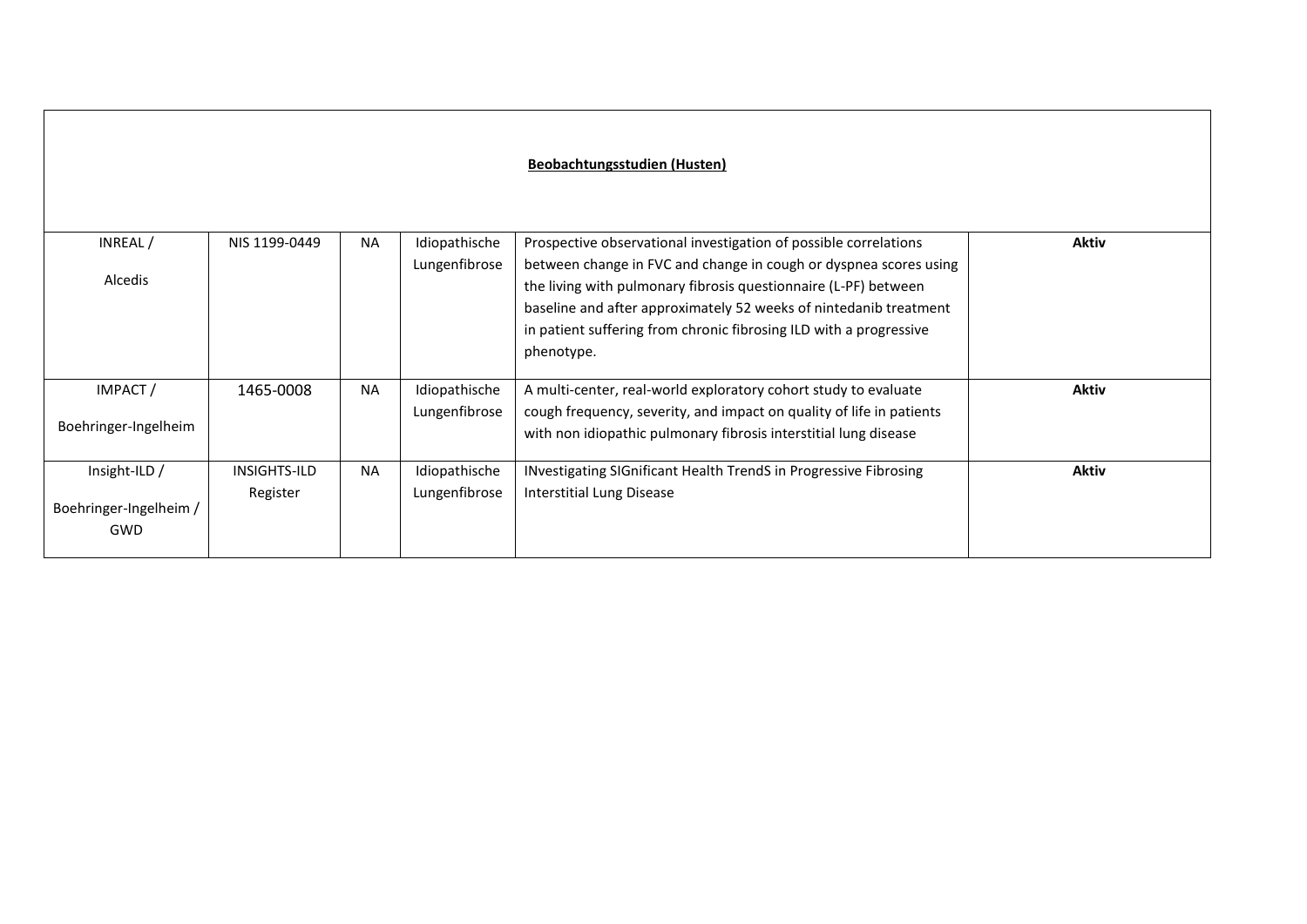| | | | | | |
|---|---|---|---|---|---|
| **Beobachtungsstudien (Husten)** | | | | | |
| INREAL / Alcedis | NIS 1199-0449 | NA | Idiopathische Lungenfibrose | Prospective observational investigation of possible correlations between change in FVC and change in cough or dyspnea scores using the living with pulmonary fibrosis questionnaire (L-PF) between baseline and after approximately 52 weeks of nintedanib treatment in patient suffering from chronic fibrosing ILD with a progressive phenotype. | **Aktiv** |
| IMPACT / Boehringer-Ingelheim | 1465-0008 | NA | Idiopathische Lungenfibrose | A multi-center, real-world exploratory cohort study to evaluate cough frequency, severity, and impact on quality of life in patients with non idiopathic pulmonary fibrosis interstitial lung disease | **Aktiv** |
| Insight-ILD / Boehringer-Ingelheim / GWD | INSIGHTS-ILD Register | NA | Idiopathische Lungenfibrose | INvestigating SIGnificant Health TrendS in Progressive Fibrosing Interstitial Lung Disease | **Aktiv** |